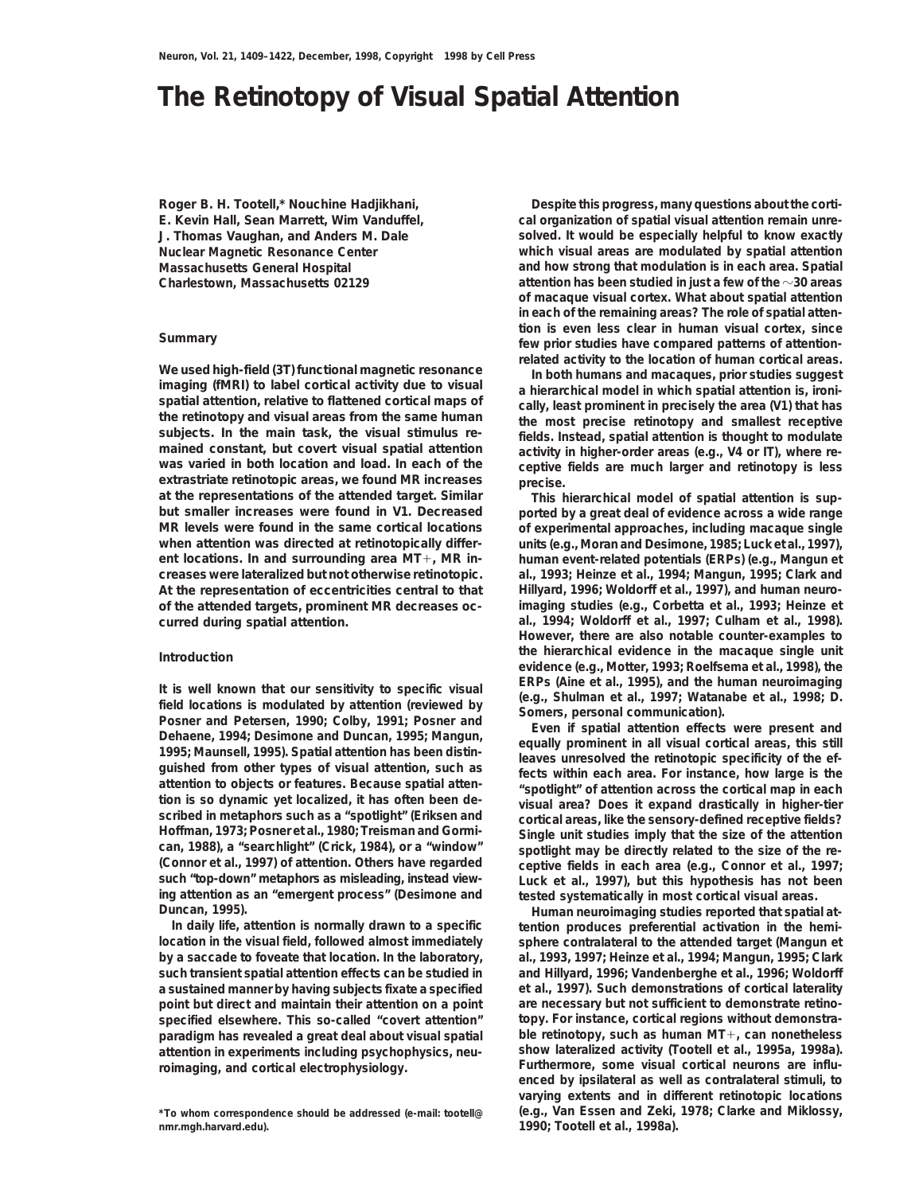# The Retinotopy of Visual Spatial Attention

Roger B. H. Tootell,* Nouchine Hadjikhani, E. Kevin Hall, Sean Marrett, Wim Vanduffel, J. Thomas Vaughan, and Anders M. Dale
Nuclear Magnetic Resonance Center
Massachusetts General Hospital
Charlestown, Massachusetts 02129

## Summary

**We used high-field (3T) functional magnetic resonance imaging (fMRI) to label cortical activity due to visual spatial attention, relative to flattened cortical maps of the retinotopy and visual areas from the same human subjects. In the main task, the visual stimulus remained constant, but covert visual spatial attention was varied in both location and load. In each of the extrastriate retinotopic areas, we found MR increases at the representations of the attended target. Similar but smaller increases were found in V1. Decreased MR levels were found in the same cortical locations when attention was directed at retinotopically different locations. In and surrounding area MT+, MR increases were lateralized but not otherwise retinotopic. At the representation of eccentricities central to that of the attended targets, prominent MR decreases occurred during spatial attention.**

## Introduction

It is well known that our sensitivity to specific visual field locations is modulated by attention (reviewed by Posner and Petersen, 1990; Colby, 1991; Posner and Dehaene, 1994; Desimone and Duncan, 1995; Mangun, 1995; Maunsell, 1995). Spatial attention has been distinguished from other types of visual attention, such as attention to objects or features. Because spatial attention is so dynamic yet localized, it has often been described in metaphors such as a "spotlight" (Eriksen and Hoffman, 1973; Posner et al., 1980; Treisman and Gormican, 1988), a "searchlight" (Crick, 1984), or a "window" (Connor et al., 1997) of attention. Others have regarded such "top-down" metaphors as misleading, instead viewing attention as an "emergent process" (Desimone and Duncan, 1995).

In daily life, attention is normally drawn to a specific location in the visual field, followed almost immediately by a saccade to foveate that location. In the laboratory, such transient spatial attention effects can be studied in a sustained manner by having subjects fixate a specified point but direct and maintain their attention on a point specified elsewhere. This so-called "covert attention" paradigm has revealed a great deal about visual spatial attention in experiments including psychophysics, neuroimaging, and cortical electrophysiology.

Despite this progress, many questions about the cortical organization of spatial visual attention remain unresolved. It would be especially helpful to know exactly which visual areas are modulated by spatial attention and how strong that modulation is in each area. Spatial attention has been studied in just a few of the ~30 areas of macaque visual cortex. What about spatial attention in each of the remaining areas? The role of spatial attention is even less clear in human visual cortex, since few prior studies have compared patterns of attention-related activity to the location of human cortical areas.

In both humans and macaques, prior studies suggest a hierarchical model in which spatial attention is, ironically, least prominent in precisely the area (V1) that has the most precise retinotopy and smallest receptive fields. Instead, spatial attention is thought to modulate activity in higher-order areas (e.g., V4 or IT), where receptive fields are much larger and retinotopy is less precise.

This hierarchical model of spatial attention is supported by a great deal of evidence across a wide range of experimental approaches, including macaque single units (e.g., Moran and Desimone, 1985; Luck et al., 1997), human event-related potentials (ERPs) (e.g., Mangun et al., 1993; Heinze et al., 1994; Mangun, 1995; Clark and Hillyard, 1996; Woldorff et al., 1997), and human neuroimaging studies (e.g., Corbetta et al., 1993; Heinze et al., 1994; Woldorff et al., 1997; Culham et al., 1998). However, there are also notable counter-examples to the hierarchical evidence in the macaque single unit evidence (e.g., Motter, 1993; Roelfsema et al., 1998), the ERPs (Aine et al., 1995), and the human neuroimaging (e.g., Shulman et al., 1997; Watanabe et al., 1998; D. Somers, personal communication).

Even if spatial attention effects were present and equally prominent in all visual cortical areas, this still leaves unresolved the retinotopic specificity of the effects within each area. For instance, how large is the "spotlight" of attention across the cortical map in each visual area? Does it expand drastically in higher-tier cortical areas, like the sensory-defined receptive fields? Single unit studies imply that the size of the attention spotlight may be directly related to the size of the receptive fields in each area (e.g., Connor et al., 1997; Luck et al., 1997), but this hypothesis has not been tested systematically in most cortical visual areas.

Human neuroimaging studies reported that spatial attention produces preferential activation in the hemisphere contralateral to the attended target (Mangun et al., 1993, 1997; Heinze et al., 1994; Mangun, 1995; Clark and Hillyard, 1996; Vandenberghe et al., 1996; Woldorff et al., 1997). Such demonstrations of cortical laterality are necessary but not sufficient to demonstrate retinotopy. For instance, cortical regions without demonstrable retinotopy, such as human MT+, can nonetheless show lateralized activity (Tootell et al., 1995a, 1998a). Furthermore, some visual cortical neurons are influenced by ipsilateral as well as contralateral stimuli, to varying extents and in different retinotopic locations (e.g., Van Essen and Zeki, 1978; Clarke and Miklossy, 1990; Tootell et al., 1998a).

*To whom correspondence should be addressed (e-mail: tootell@nmr.mgh.harvard.edu).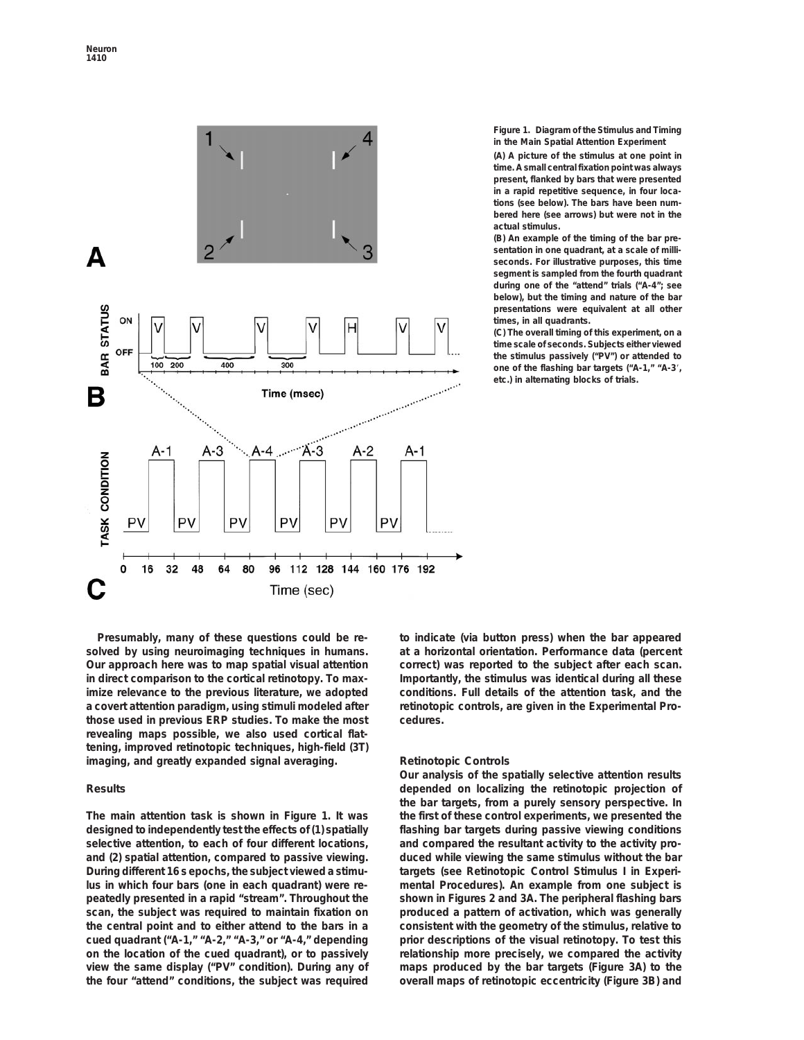**Figure 1. Diagram of the Stimulus and Timing in the Main Spatial Attention Experiment**

(A) A picture of the stimulus at one point in time. A small central fixation point was always present, flanked by bars that were presented in a rapid repetitive sequence, in four locations (see below). The bars have been numbered here (see arrows) but were not in the actual stimulus.

(B) An example of the timing of the bar presentation in one quadrant, at a scale of milliseconds. For illustrative purposes, this time segment is sampled from the fourth quadrant during one of the "attend" trials ("A-4"; see below), but the timing and nature of the bar presentations were equivalent at all other times, in all quadrants.

(C) The overall timing of this experiment, on a time scale of seconds. Subjects either viewed the stimulus passively ("PV") or attended to one of the flashing bar targets ("A-1," "A-3′," etc.) in alternating blocks of trials.

Presumably, many of these questions could be resolved by using neuroimaging techniques in humans. Our approach here was to map spatial visual attention in direct comparison to the cortical retinotopy. To maximize relevance to the previous literature, we adopted a covert attention paradigm, using stimuli modeled after those used in previous ERP studies. To make the most revealing maps possible, we also used cortical flattening, improved retinotopic techniques, high-field (3T) imaging, and greatly expanded signal averaging.

## Results

The main attention task is shown in Figure 1. It was designed to independently test the effects of (1) spatially selective attention, to each of four different locations, and (2) spatial attention, compared to passive viewing. During different 16 s epochs, the subject viewed a stimulus in which four bars (one in each quadrant) were repeatedly presented in a rapid "stream". Throughout the scan, the subject was required to maintain fixation on the central point and to either attend to the bars in a cued quadrant ("A-1," "A-2," "A-3," or "A-4," depending on the location of the cued quadrant), or to passively view the same display ("PV" condition). During any of the four "attend" conditions, the subject was required to indicate (via button press) when the bar appeared at a horizontal orientation. Performance data (percent correct) was reported to the subject after each scan. Importantly, the stimulus was identical during all these conditions. Full details of the attention task, and the retinotopic controls, are given in the Experimental Procedures.

### Retinotopic Controls

Our analysis of the spatially selective attention results depended on localizing the retinotopic projection of the bar targets, from a purely sensory perspective. In the first of these control experiments, we presented the flashing bar targets during passive viewing conditions and compared the resultant activity to the activity produced while viewing the same stimulus without the bar targets (see Retinotopic Control Stimulus I in Experimental Procedures). An example from one subject is shown in Figures 2 and 3A. The peripheral flashing bars produced a pattern of activation, which was generally consistent with the geometry of the stimulus, relative to prior descriptions of the visual retinotopy. To test this relationship more precisely, we compared the activity maps produced by the bar targets (Figure 3A) to the overall maps of retinotopic eccentricity (Figure 3B) and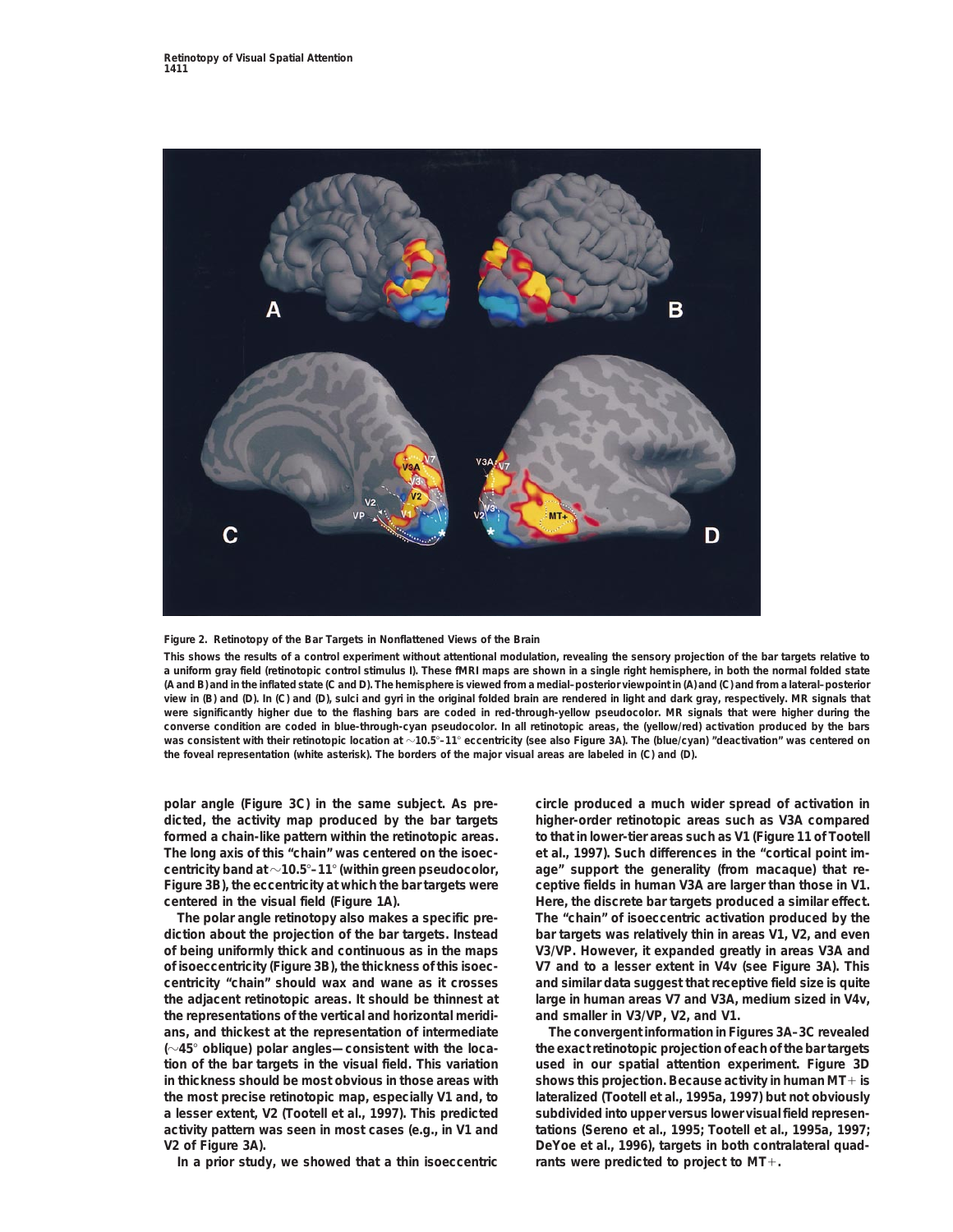**Figure 2. Retinotopy of the Bar Targets in Nonflattened Views of the Brain**

This shows the results of a control experiment without attentional modulation, revealing the sensory projection of the bar targets relative to a uniform gray field (retinotopic control stimulus I). These fMRI maps are shown in a single right hemisphere, in both the normal folded state (A and B) and in the inflated state (C and D). The hemisphere is viewed from a medial–posterior viewpoint in (A) and (C) and from a lateral–posterior view in (B) and (D). In (C) and (D), sulci and gyri in the original folded brain are rendered in light and dark gray, respectively. MR signals that were significantly higher due to the flashing bars are coded in red-through-yellow pseudocolor. MR signals that were higher during the converse condition are coded in blue-through-cyan pseudocolor. In all retinotopic areas, the (yellow/red) activation produced by the bars was consistent with their retinotopic location at ~10.5°–11° eccentricity (see also Figure 3A). The (blue/cyan) "deactivation" was centered on the foveal representation (white asterisk). The borders of the major visual areas are labeled in (C) and (D).

polar angle (Figure 3C) in the same subject. As predicted, the activity map produced by the bar targets formed a chain-like pattern within the retinotopic areas. The long axis of this "chain" was centered on the isoeccentricity band at ~10.5°–11° (within green pseudocolor, Figure 3B), the eccentricity at which the bar targets were centered in the visual field (Figure 1A).

The polar angle retinotopy also makes a specific prediction about the projection of the bar targets. Instead of being uniformly thick and continuous as in the maps of isoeccentricity (Figure 3B), the thickness of this isoeccentricity "chain" should wax and wane as it crosses the adjacent retinotopic areas. It should be thinnest at the representations of the vertical and horizontal meridians, and thickest at the representation of intermediate (~45° oblique) polar angles—consistent with the location of the bar targets in the visual field. This variation in thickness should be most obvious in those areas with the most precise retinotopic map, especially V1 and, to a lesser extent, V2 (Tootell et al., 1997). This predicted activity pattern was seen in most cases (e.g., in V1 and V2 of Figure 3A).

In a prior study, we showed that a thin isoeccentric circle produced a much wider spread of activation in higher-order retinotopic areas such as V3A compared to that in lower-tier areas such as V1 (Figure 11 of Tootell et al., 1997). Such differences in the "cortical point image" support the generality (from macaque) that receptive fields in human V3A are larger than those in V1. Here, the discrete bar targets produced a similar effect. The "chain" of isoeccentric activation produced by the bar targets was relatively thin in areas V1, V2, and even V3/VP. However, it expanded greatly in areas V3A and V7 and to a lesser extent in V4v (see Figure 3A). This and similar data suggest that receptive field size is quite large in human areas V7 and V3A, medium sized in V4v, and smaller in V3/VP, V2, and V1.

The convergent information in Figures 3A–3C revealed the exact retinotopic projection of each of the bar targets used in our spatial attention experiment. Figure 3D shows this projection. Because activity in human MT+ is lateralized (Tootell et al., 1995a, 1997) but not obviously subdivided into upper versus lower visual field representations (Sereno et al., 1995; Tootell et al., 1995a, 1997; DeYoe et al., 1996), targets in both contralateral quadrants were predicted to project to MT+.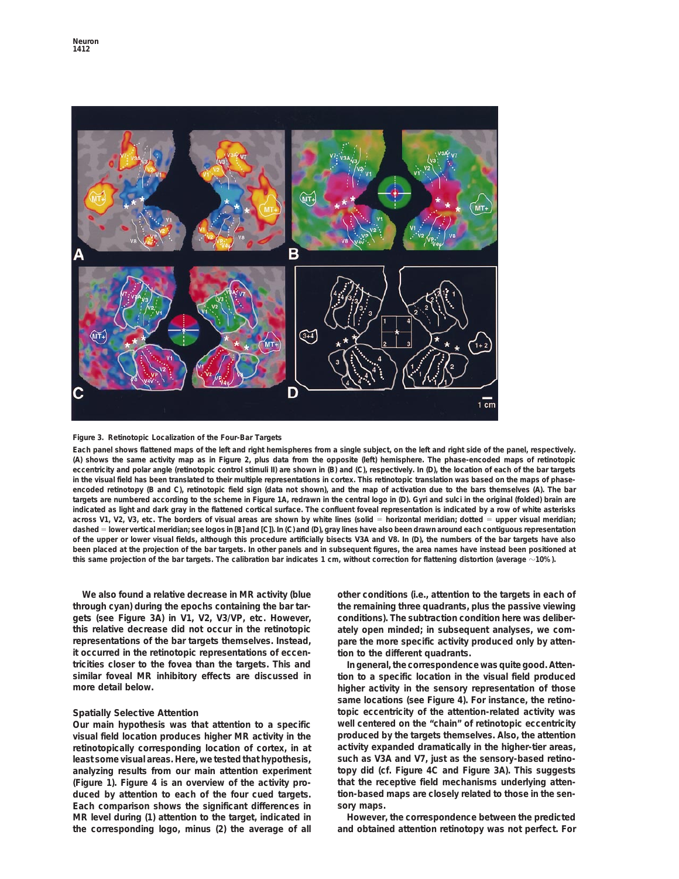Figure 3. Retinotopic Localization of the Four-Bar Targets

Each panel shows flattened maps of the left and right hemispheres from a single subject, on the left and right side of the panel, respectively. (A) shows the same activity map as in Figure 2, plus data from the opposite (left) hemisphere. The phase-encoded maps of retinotopic eccentricity and polar angle (retinotopic control stimuli II) are shown in (B) and (C), respectively. In (D), the location of each of the bar targets in the visual field has been translated to their multiple representations in cortex. This retinotopic translation was based on the maps of phase-encoded retinotopy (B and C), retinotopic field sign (data not shown), and the map of activation due to the bars themselves (A). The bar targets are numbered according to the scheme in Figure 1A, redrawn in the central logo in (D). Gyri and sulci in the original (folded) brain are indicated as light and dark gray in the flattened cortical surface. The confluent foveal representation is indicated by a row of white asterisks across V1, V2, V3, etc. The borders of visual areas are shown by white lines (solid = horizontal meridian; dotted = upper visual meridian; dashed = lower vertical meridian; see logos in [B] and [C]). In (C) and (D), gray lines have also been drawn around each contiguous representation of the upper or lower visual fields, although this procedure artificially bisects V3A and V8. In (D), the numbers of the bar targets have also been placed at the projection of the bar targets. In other panels and in subsequent figures, the area names have instead been positioned at this same projection of the bar targets. The calibration bar indicates 1 cm, without correction for flattening distortion (average ~10%).

We also found a relative decrease in MR activity (blue through cyan) during the epochs containing the bar targets (see Figure 3A) in V1, V2, V3/VP, etc. However, this relative decrease did not occur in the retinotopic representations of the bar targets themselves. Instead, it occurred in the retinotopic representations of eccentricities closer to the fovea than the targets. This and similar foveal MR inhibitory effects are discussed in more detail below.

## Spatially Selective Attention

Our main hypothesis was that attention to a specific visual field location produces higher MR activity in the retinotopically corresponding location of cortex, in at least some visual areas. Here, we tested that hypothesis, analyzing results from our main attention experiment (Figure 1). Figure 4 is an overview of the activity produced by attention to each of the four cued targets. Each comparison shows the significant differences in MR level during (1) attention to the target, indicated in the corresponding logo, minus (2) the average of all other conditions (i.e., attention to the targets in each of the remaining three quadrants, plus the passive viewing conditions). The subtraction condition here was deliberately open minded; in subsequent analyses, we compare the more specific activity produced only by attention to the different quadrants.

In general, the correspondence was quite good. Attention to a specific location in the visual field produced higher activity in the sensory representation of those same locations (see Figure 4). For instance, the retinotopic eccentricity of the attention-related activity was well centered on the "chain" of retinotopic eccentricity produced by the targets themselves. Also, the attention activity expanded dramatically in the higher-tier areas, such as V3A and V7, just as the sensory-based retinotopy did (cf. Figure 4C and Figure 3A). This suggests that the receptive field mechanisms underlying attention-based maps are closely related to those in the sensory maps.

However, the correspondence between the predicted and obtained attention retinotopy was not perfect. For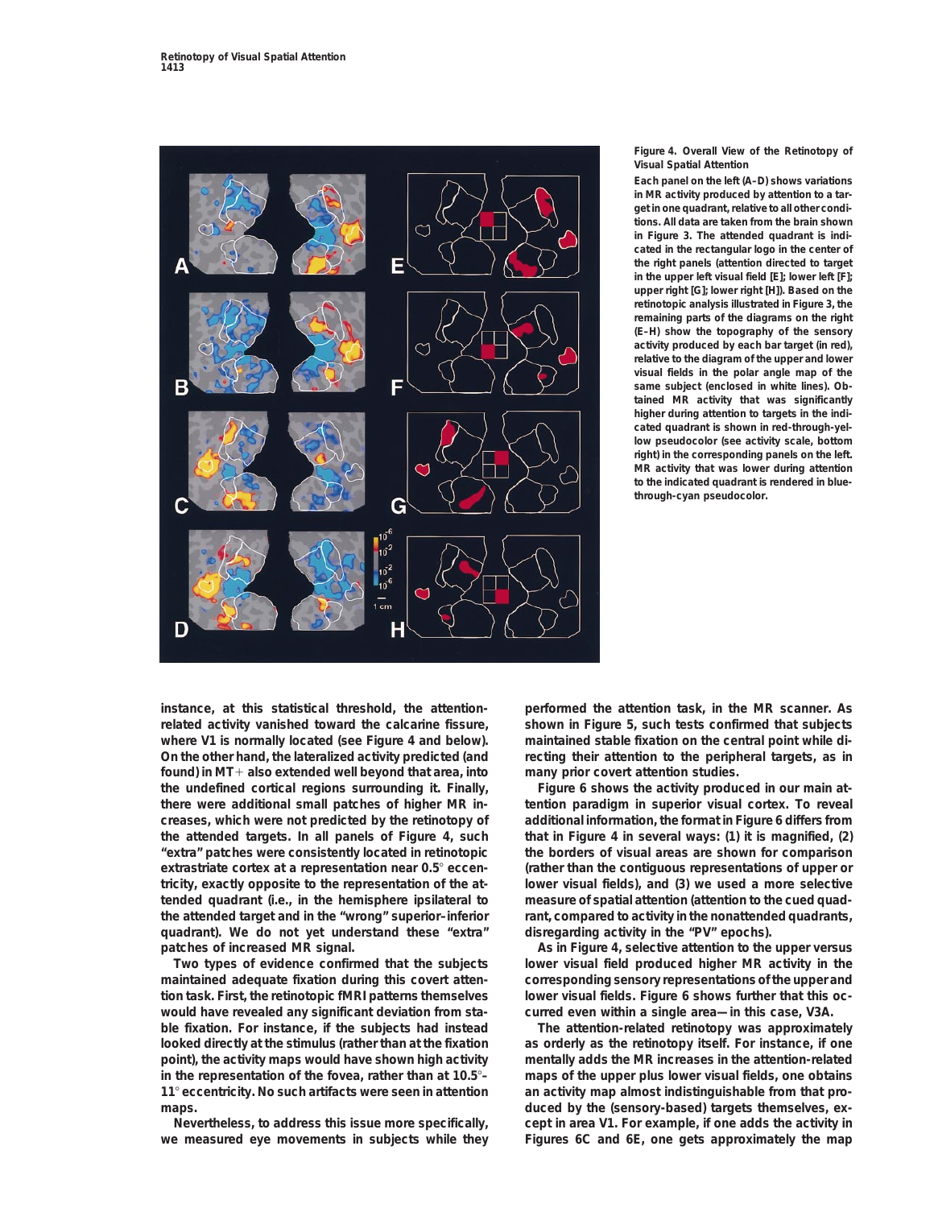Figure 4. Overall View of the Retinotopy of Visual Spatial Attention

Each panel on the left (A–D) shows variations in MR activity produced by attention to a target in one quadrant, relative to all other conditions. All data are taken from the brain shown in Figure 3. The attended quadrant is indicated in the rectangular logo in the center of the right panels (attention directed to target in the upper left visual field [E]; lower left [F]; upper right [G]; lower right [H]). Based on the retinotopic analysis illustrated in Figure 3, the remaining parts of the diagrams on the right (E–H) show the topography of the sensory activity produced by each bar target (in red), relative to the diagram of the upper and lower visual fields in the polar angle map of the same subject (enclosed in white lines). Obtained MR activity that was significantly higher during attention to targets in the indicated quadrant is shown in red-through-yellow pseudocolor (see activity scale, bottom right) in the corresponding panels on the left. MR activity that was lower during attention to the indicated quadrant is rendered in blue-through-cyan pseudocolor.

instance, at this statistical threshold, the attention-related activity vanished toward the calcarine fissure, where V1 is normally located (see Figure 4 and below). On the other hand, the lateralized activity predicted (and found) in MT+ also extended well beyond that area, into the undefined cortical regions surrounding it. Finally, there were additional small patches of higher MR increases, which were not predicted by the retinotopy of the attended targets. In all panels of Figure 4, such "extra" patches were consistently located in retinotopic extrastriate cortex at a representation near 0.5° eccentricity, exactly opposite to the representation of the attended quadrant (i.e., in the hemisphere ipsilateral to the attended target and in the "wrong" superior–inferior quadrant). We do not yet understand these "extra" patches of increased MR signal.

Two types of evidence confirmed that the subjects maintained adequate fixation during this covert attention task. First, the retinotopic fMRI patterns themselves would have revealed any significant deviation from stable fixation. For instance, if the subjects had instead looked directly at the stimulus (rather than at the fixation point), the activity maps would have shown high activity in the representation of the fovea, rather than at 10.5°–11° eccentricity. No such artifacts were seen in attention maps.

Nevertheless, to address this issue more specifically, we measured eye movements in subjects while they performed the attention task, in the MR scanner. As shown in Figure 5, such tests confirmed that subjects maintained stable fixation on the central point while directing their attention to the peripheral targets, as in many prior covert attention studies.

Figure 6 shows the activity produced in our main attention paradigm in superior visual cortex. To reveal additional information, the format in Figure 6 differs from that in Figure 4 in several ways: (1) it is magnified, (2) the borders of visual areas are shown for comparison (rather than the contiguous representations of upper or lower visual fields), and (3) we used a more selective measure of spatial attention (attention to the cued quadrant, compared to activity in the nonattended quadrants, disregarding activity in the "PV" epochs).

As in Figure 4, selective attention to the upper versus lower visual field produced higher MR activity in the corresponding sensory representations of the upper and lower visual fields. Figure 6 shows further that this occurred even within a single area—in this case, V3A.

The attention-related retinotopy was approximately as orderly as the retinotopy itself. For instance, if one mentally adds the MR increases in the attention-related maps of the upper plus lower visual fields, one obtains an activity map almost indistinguishable from that produced by the (sensory-based) targets themselves, except in area V1. For example, if one adds the activity in Figures 6C and 6E, one gets approximately the map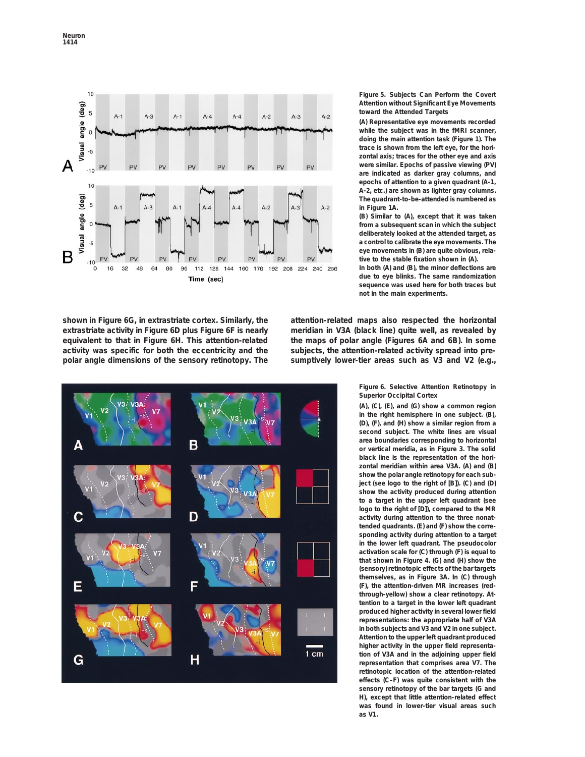**Figure 5. Subjects Can Perform the Covert Attention without Significant Eye Movements toward the Attended Targets**

(A) Representative eye movements recorded while the subject was in the fMRI scanner, doing the main attention task (Figure 1). The trace is shown from the left eye, for the horizontal axis; traces for the other eye and axis were similar. Epochs of passive viewing (PV) are indicated as darker gray columns, and epochs of attention to a given quadrant (A-1, A-2, etc.) are shown as lighter gray columns. The quadrant-to-be-attended is numbered as in Figure 1A.

(B) Similar to (A), except that it was taken from a subsequent scan in which the subject deliberately looked at the attended target, as a control to calibrate the eye movements. The eye movements in (B) are quite obvious, relative to the stable fixation shown in (A).

In both (A) and (B), the minor deflections are due to eye blinks. The same randomization sequence was used here for both traces but not in the main experiments.

shown in Figure 6G, in extrastriate cortex. Similarly, the extrastriate activity in Figure 6F plus Figure 6D is nearly equivalent to that in Figure 6H. This attention-related activity was specific for both the eccentricity and the polar angle dimensions of the sensory retinotopy. The attention-related maps also respected the horizontal meridian in V3A (black line) quite well, as revealed by the maps of polar angle (Figures 6A and 6B). In some subjects, the attention-related activity spread into presumptively lower-tier areas such as V3 and V2 (e.g.,

**Figure 6. Selective Attention Retinotopy in Superior Occipital Cortex**

(A), (C), (E), and (G) show a common region in the right hemisphere in one subject. (B), (D), (F), and (H) show a similar region from a second subject. The white lines are visual area boundaries corresponding to horizontal or vertical meridia, as in Figure 3. The solid black line is the representation of the horizontal meridian within area V3A. (A) and (B) show the polar angle retinotopy for each subject (see logo to the right of [B]). (C) and (D) show the activity produced during attention to a target in the upper left quadrant (see logo to the right of [D]), compared to the MR activity during attention to the three nonattended quadrants. (E) and (F) show the corresponding activity during attention to a target in the lower left quadrant. The pseudocolor activation scale for (C) through (F) is equal to that shown in Figure 4. (G) and (H) show the (sensory) retinotopic effects of the bar targets themselves, as in Figure 3A. In (C) through (F), the attention-driven MR increases (red-through-yellow) show a clear retinotopy. Attention to a target in the lower left quadrant produced higher activity in several lower field representations: the appropriate half of V3A in both subjects and V3 and V2 in one subject. Attention to the upper left quadrant produced higher activity in the upper field representation of V3A and in the adjoining upper field representation that comprises area V7. The retinotopic location of the attention-related effects (C–F) was quite consistent with the sensory retinotopy of the bar targets (G and H), except that little attention-related effect was found in lower-tier visual areas such as V1.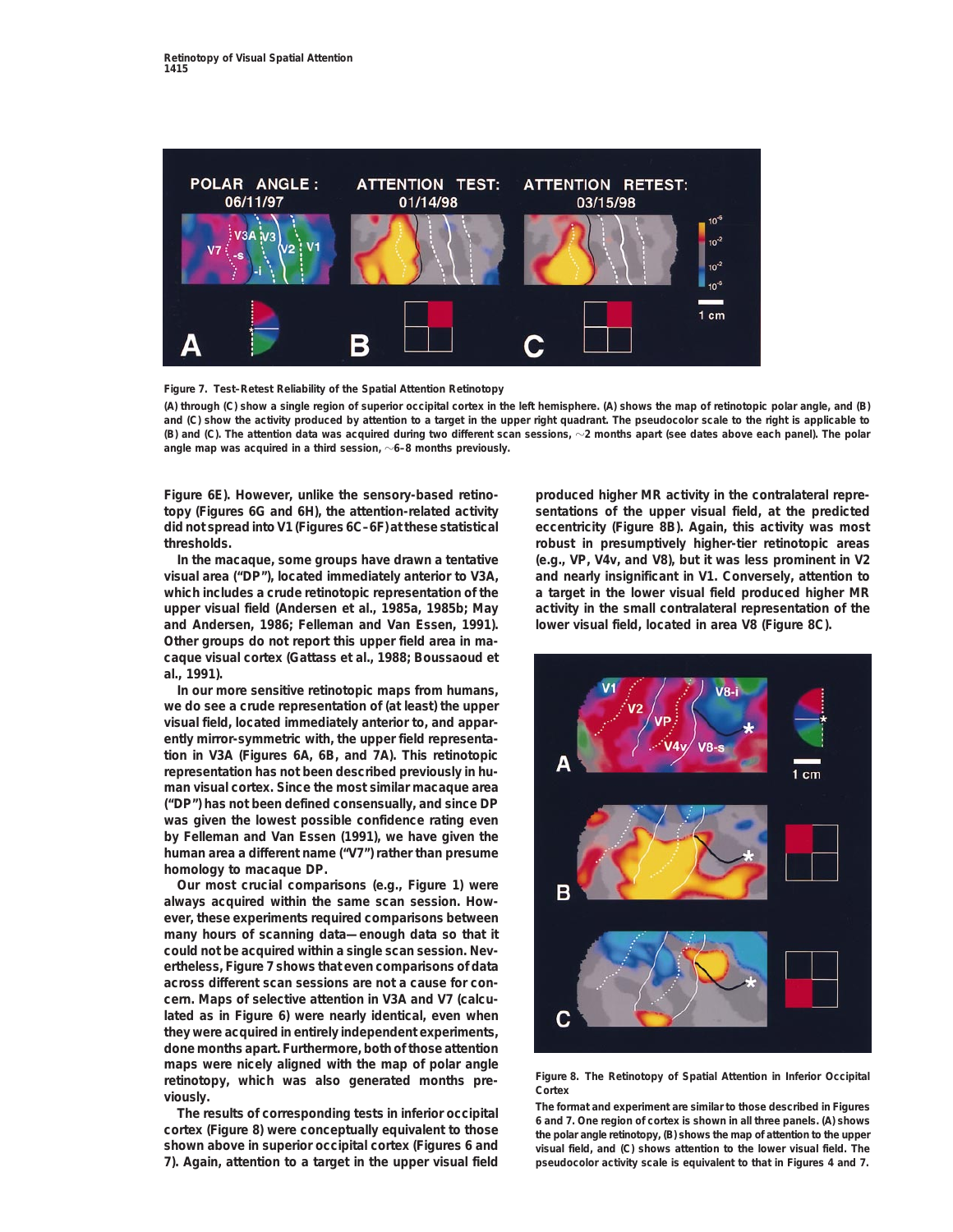**Figure 7. Test-Retest Reliability of the Spatial Attention Retinotopy**

(A) through (C) show a single region of superior occipital cortex in the left hemisphere. (A) shows the map of retinotopic polar angle, and (B) and (C) show the activity produced by attention to a target in the upper right quadrant. The pseudocolor scale to the right is applicable to (B) and (C). The attention data was acquired during two different scan sessions, ~2 months apart (see dates above each panel). The polar angle map was acquired in a third session, ~6–8 months previously.

Figure 6E). However, unlike the sensory-based retinotopy (Figures 6G and 6H), the attention-related activity did not spread into V1 (Figures 6C–6F) at these statistical thresholds.

In the macaque, some groups have drawn a tentative visual area ("DP"), located immediately anterior to V3A, which includes a crude retinotopic representation of the upper visual field (Andersen et al., 1985a, 1985b; May and Andersen, 1986; Felleman and Van Essen, 1991). Other groups do not report this upper field area in macaque visual cortex (Gattass et al., 1988; Boussaoud et al., 1991).

In our more sensitive retinotopic maps from humans, we do see a crude representation of (at least) the upper visual field, located immediately anterior to, and apparently mirror-symmetric with, the upper field representation in V3A (Figures 6A, 6B, and 7A). This retinotopic representation has not been described previously in human visual cortex. Since the most similar macaque area ("DP") has not been defined consensually, and since DP was given the lowest possible confidence rating even by Felleman and Van Essen (1991), we have given the human area a different name ("V7") rather than presume homology to macaque DP.

Our most crucial comparisons (e.g., Figure 1) were always acquired within the same scan session. However, these experiments required comparisons between many hours of scanning data—enough data so that it could not be acquired within a single scan session. Nevertheless, Figure 7 shows that even comparisons of data across different scan sessions are not a cause for concern. Maps of selective attention in V3A and V7 (calculated as in Figure 6) were nearly identical, even when they were acquired in entirely independent experiments, done months apart. Furthermore, both of those attention maps were nicely aligned with the map of polar angle retinotopy, which was also generated months previously.

The results of corresponding tests in inferior occipital cortex (Figure 8) were conceptually equivalent to those shown above in superior occipital cortex (Figures 6 and 7). Again, attention to a target in the upper visual field produced higher MR activity in the contralateral representations of the upper visual field, at the predicted eccentricity (Figure 8B). Again, this activity was most robust in presumptively higher-tier retinotopic areas (e.g., VP, V4v, and V8), but it was less prominent in V2 and nearly insignificant in V1. Conversely, attention to a target in the lower visual field produced higher MR activity in the small contralateral representation of the lower visual field, located in area V8 (Figure 8C).

**Figure 8. The Retinotopy of Spatial Attention in Inferior Occipital Cortex**

The format and experiment are similar to those described in Figures 6 and 7. One region of cortex is shown in all three panels. (A) shows the polar angle retinotopy, (B) shows the map of attention to the upper visual field, and (C) shows attention to the lower visual field. The pseudocolor activity scale is equivalent to that in Figures 4 and 7.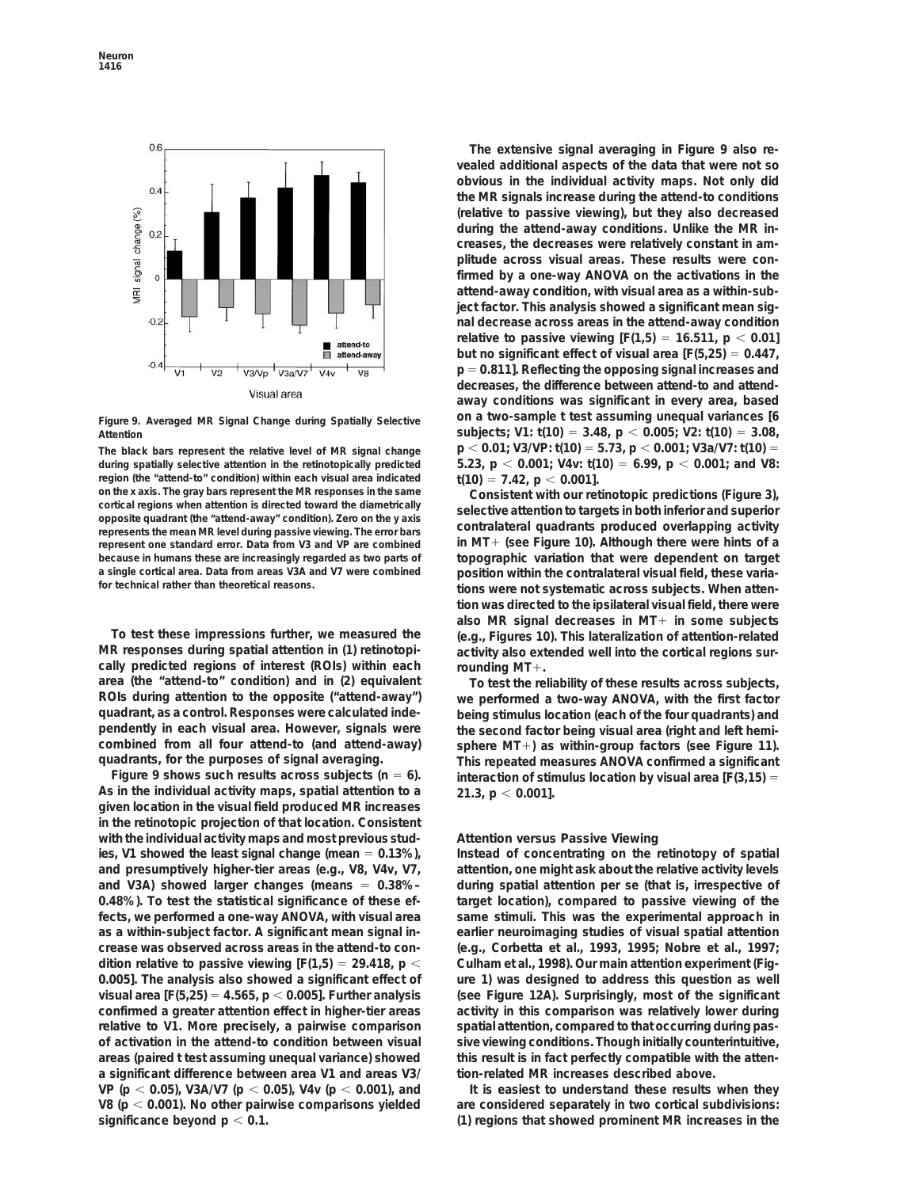Figure 9. Averaged MR Signal Change during Spatially Selective Attention

The black bars represent the relative level of MR signal change during spatially selective attention in the retinotopically predicted region (the "attend-to" condition) within each visual area indicated on the x axis. The gray bars represent the MR responses in the same cortical regions when attention is directed toward the diametrically opposite quadrant (the "attend-away" condition). Zero on the y axis represents the mean MR level during passive viewing. The error bars represent one standard error. Data from V3 and VP are combined because in humans these are increasingly regarded as two parts of a single cortical area. Data from areas V3A and V7 were combined for technical rather than theoretical reasons.

To test these impressions further, we measured the MR responses during spatial attention in (1) retinotopically predicted regions of interest (ROIs) within each area (the "attend-to" condition) and in (2) equivalent ROIs during attention to the opposite ("attend-away") quadrant, as a control. Responses were calculated independently in each visual area. However, signals were combined from all four attend-to (and attend-away) quadrants, for the purposes of signal averaging.

Figure 9 shows such results across subjects ($n = 6$). As in the individual activity maps, spatial attention to a given location in the visual field produced MR increases in the retinotopic projection of that location. Consistent with the individual activity maps and most previous studies, V1 showed the least signal change (mean = 0.13%), and presumptively higher-tier areas (e.g., V8, V4v, V7, and V3A) showed larger changes (means = 0.38%–0.48%). To test the statistical significance of these effects, we performed a one-way ANOVA, with visual area as a within-subject factor. A significant mean signal increase was observed across areas in the attend-to condition relative to passive viewing [$F(1,5) = 29.418$, $p < 0.005$]. The analysis also showed a significant effect of visual area [$F(5,25) = 4.565$, $p < 0.005$]. Further analysis confirmed a greater attention effect in higher-tier areas relative to V1. More precisely, a pairwise comparison of activation in the attend-to condition between visual areas (paired t test assuming unequal variance) showed a significant difference between area V1 and areas V3/VP ($p < 0.05$), V3A/V7 ($p < 0.05$), V4v ($p < 0.001$), and V8 ($p < 0.001$). No other pairwise comparisons yielded significance beyond $p < 0.1$.

The extensive signal averaging in Figure 9 also revealed additional aspects of the data that were not so obvious in the individual activity maps. Not only did the MR signals increase during the attend-to conditions (relative to passive viewing), but they also decreased during the attend-away conditions. Unlike the MR increases, the decreases were relatively constant in amplitude across visual areas. These results were confirmed by a one-way ANOVA on the activations in the attend-away condition, with visual area as a within-subject factor. This analysis showed a significant mean signal decrease across areas in the attend-away condition relative to passive viewing [$F(1,5) = 16.511$, $p < 0.01$] but no significant effect of visual area [$F(5,25) = 0.447$, $p = 0.811$]. Reflecting the opposing signal increases and decreases, the difference between attend-to and attend-away conditions was significant in every area, based on a two-sample t test assuming unequal variances [6 subjects; V1: $t(10) = 3.48$, $p < 0.005$; V2: $t(10) = 3.08$, $p < 0.01$; V3/VP: $t(10) = 5.73$, $p < 0.001$; V3a/V7: $t(10) = 5.23$, $p < 0.001$; V4v: $t(10) = 6.99$, $p < 0.001$; and V8: $t(10) = 7.42$, $p < 0.001$].

Consistent with our retinotopic predictions (Figure 3), selective attention to targets in both inferior and superior contralateral quadrants produced overlapping activity in MT+ (see Figure 10). Although there were hints of a topographic variation that were dependent on target position within the contralateral visual field, these variations were not systematic across subjects. When attention was directed to the ipsilateral visual field, there were also MR signal decreases in MT+ in some subjects (e.g., Figures 10). This lateralization of attention-related activity also extended well into the cortical regions surrounding MT+.

To test the reliability of these results across subjects, we performed a two-way ANOVA, with the first factor being stimulus location (each of the four quadrants) and the second factor being visual area (right and left hemisphere MT+) as within-group factors (see Figure 11). This repeated measures ANOVA confirmed a significant interaction of stimulus location by visual area [$F(3,15) = 21.3$, $p < 0.001$].

## Attention versus Passive Viewing

Instead of concentrating on the retinotopy of spatial attention, one might ask about the relative activity levels during spatial attention per se (that is, irrespective of target location), compared to passive viewing of the same stimuli. This was the experimental approach in earlier neuroimaging studies of visual spatial attention (e.g., Corbetta et al., 1993, 1995; Nobre et al., 1997; Culham et al., 1998). Our main attention experiment (Figure 1) was designed to address this question as well (see Figure 12A). Surprisingly, most of the significant activity in this comparison was relatively lower during spatial attention, compared to that occurring during passive viewing conditions. Though initially counterintuitive, this result is in fact perfectly compatible with the attention-related MR increases described above.

It is easiest to understand these results when they are considered separately in two cortical subdivisions: (1) regions that showed prominent MR increases in the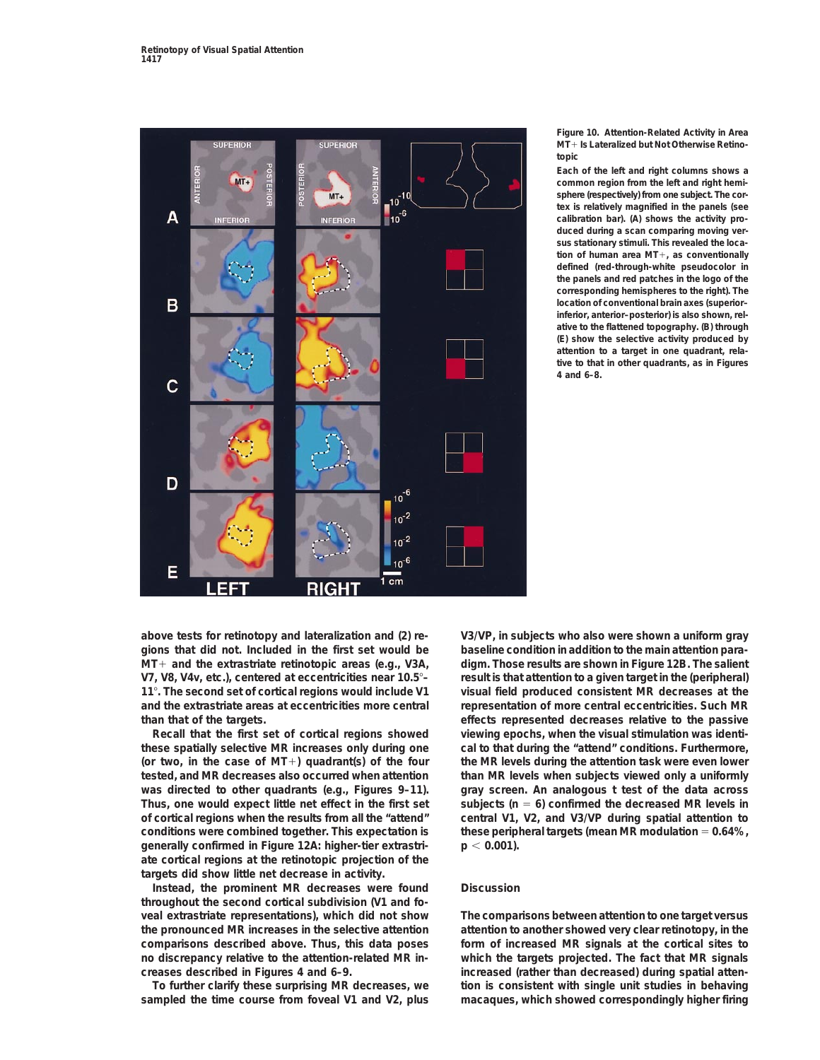**Figure 10. Attention-Related Activity in Area MT+ Is Lateralized but Not Otherwise Retinotopic**

Each of the left and right columns shows a common region from the left and right hemisphere (respectively) from one subject. The cortex is relatively magnified in the panels (see calibration bar). (A) shows the activity produced during a scan comparing moving versus stationary stimuli. This revealed the location of human area MT+, as conventionally defined (red-through-white pseudocolor in the panels and red patches in the logo of the corresponding hemispheres to the right). The location of conventional brain axes (superior-inferior, anterior–posterior) is also shown, relative to the flattened topography. (B) through (E) show the selective activity produced by attention to a target in one quadrant, relative to that in other quadrants, as in Figures 4 and 6–8.

above tests for retinotopy and lateralization and (2) regions that did not. Included in the first set would be MT+ and the extrastriate retinotopic areas (e.g., V3A, V7, V8, V4v, etc.), centered at eccentricities near 10.5°–11°. The second set of cortical regions would include V1 and the extrastriate areas at eccentricities more central than that of the targets.

Recall that the first set of cortical regions showed these spatially selective MR increases only during one (or two, in the case of MT+) quadrant(s) of the four tested, and MR decreases also occurred when attention was directed to other quadrants (e.g., Figures 9–11). Thus, one would expect little net effect in the first set of cortical regions when the results from all the "attend" conditions were combined together. This expectation is generally confirmed in Figure 12A: higher-tier extrastriate cortical regions at the retinotopic projection of the targets did show little net decrease in activity.

Instead, the prominent MR decreases were found throughout the second cortical subdivision (V1 and foveal extrastriate representations), which did not show the pronounced MR increases in the selective attention comparisons described above. Thus, this data poses no discrepancy relative to the attention-related MR increases described in Figures 4 and 6–9.

To further clarify these surprising MR decreases, we sampled the time course from foveal V1 and V2, plus V3/VP, in subjects who also were shown a uniform gray baseline condition in addition to the main attention paradigm. Those results are shown in Figure 12B. The salient result is that attention to a given target in the (peripheral) visual field produced consistent MR decreases at the representation of more central eccentricities. Such MR effects represented decreases relative to the passive viewing epochs, when the visual stimulation was identical to that during the "attend" conditions. Furthermore, the MR levels during the attention task were even lower than MR levels when subjects viewed only a uniformly gray screen. An analogous t test of the data across subjects ($n = 6$) confirmed the decreased MR levels in central V1, V2, and V3/VP during spatial attention to these peripheral targets (mean MR modulation = 0.64%, $p < 0.001$).

## Discussion

The comparisons between attention to one target versus attention to another showed very clear retinotopy, in the form of increased MR signals at the cortical sites to which the targets projected. The fact that MR signals increased (rather than decreased) during spatial attention is consistent with single unit studies in behaving macaques, which showed correspondingly higher firing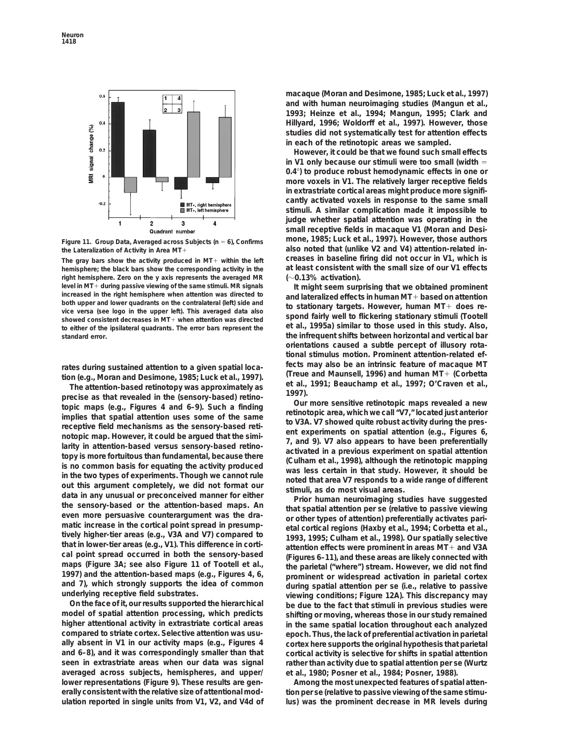Figure 11. Group Data, Averaged across Subjects (n = 6), Confirms the Lateralization of Activity in Area MT+

The gray bars show the activity produced in MT+ within the left hemisphere; the black bars show the corresponding activity in the right hemisphere. Zero on the y axis represents the averaged MR level in MT+ during passive viewing of the same stimuli. MR signals increased in the right hemisphere when attention was directed to both upper and lower quadrants on the contralateral (left) side and vice versa (see logo in the upper left). This averaged data also showed consistent decreases in MT+ when attention was directed to either of the ipsilateral quadrants. The error bars represent the standard error.

rates during sustained attention to a given spatial location (e.g., Moran and Desimone, 1985; Luck et al., 1997).

The attention-based retinotopy was approximately as precise as that revealed in the (sensory-based) retinotopic maps (e.g., Figures 4 and 6–9). Such a finding implies that spatial attention uses some of the same receptive field mechanisms as the sensory-based retinotopic map. However, it could be argued that the similarity in attention-based versus sensory-based retinotopy is more fortuitous than fundamental, because there is no common basis for equating the activity produced in the two types of experiments. Though we cannot rule out this argument completely, we did not format our data in any unusual or preconceived manner for either the sensory-based or the attention-based maps. An even more persuasive counterargument was the dramatic increase in the cortical point spread in presumptively higher-tier areas (e.g., V3A and V7) compared to that in lower-tier areas (e.g., V1). This difference in cortical point spread occurred in both the sensory-based maps (Figure 3A; see also Figure 11 of Tootell et al., 1997) and the attention-based maps (e.g., Figures 4, 6, and 7), which strongly supports the idea of common underlying receptive field substrates.

On the face of it, our results supported the hierarchical model of spatial attention processing, which predicts higher attentional activity in extrastriate cortical areas compared to striate cortex. Selective attention was usually absent in V1 in our activity maps (e.g., Figures 4 and 6–8), and it was correspondingly smaller than that seen in extrastriate areas when our data was signal averaged across subjects, hemispheres, and upper/lower representations (Figure 9). These results are generally consistent with the relative size of attentional modulation reported in single units from V1, V2, and V4d of macaque (Moran and Desimone, 1985; Luck et al., 1997) and with human neuroimaging studies (Mangun et al., 1993; Heinze et al., 1994; Mangun, 1995; Clark and Hillyard, 1996; Woldorff et al., 1997). However, those studies did not systematically test for attention effects in each of the retinotopic areas we sampled.

However, it could be that we found such small effects in V1 only because our stimuli were too small (width = 0.4°) to produce robust hemodynamic effects in one or more voxels in V1. The relatively larger receptive fields in extrastriate cortical areas might produce more significantly activated voxels in response to the same small stimuli. A similar complication made it impossible to judge whether spatial attention was operating in the small receptive fields in macaque V1 (Moran and Desimone, 1985; Luck et al., 1997). However, those authors also noted that (unlike V2 and V4) attention-related increases in baseline firing did not occur in V1, which is at least consistent with the small size of our V1 effects (~0.13% activation).

It might seem surprising that we obtained prominent and lateralized effects in human MT+ based on attention to stationary targets. However, human MT+ does respond fairly well to flickering stationary stimuli (Tootell et al., 1995a) similar to those used in this study. Also, the infrequent shifts between horizontal and vertical bar orientations caused a subtle percept of illusory rotational stimulus motion. Prominent attention-related effects may also be an intrinsic feature of macaque MT (Treue and Maunsell, 1996) and human MT+ (Corbetta et al., 1991; Beauchamp et al., 1997; O'Craven et al., 1997).

Our more sensitive retinotopic maps revealed a new retinotopic area, which we call "V7," located just anterior to V3A. V7 showed quite robust activity during the present experiments on spatial attention (e.g., Figures 6, 7, and 9). V7 also appears to have been preferentially activated in a previous experiment on spatial attention (Culham et al., 1998), although the retinotopic mapping was less certain in that study. However, it should be noted that area V7 responds to a wide range of different stimuli, as do most visual areas.

Prior human neuroimaging studies have suggested that spatial attention per se (relative to passive viewing or other types of attention) preferentially activates parietal cortical regions (Haxby et al., 1994; Corbetta et al., 1993, 1995; Culham et al., 1998). Our spatially selective attention effects were prominent in areas MT+ and V3A (Figures 6–11), and these areas are likely connected with the parietal ("where") stream. However, we did not find prominent or widespread activation in parietal cortex during spatial attention per se (i.e., relative to passive viewing conditions; Figure 12A). This discrepancy may be due to the fact that stimuli in previous studies were shifting or moving, whereas those in our study remained in the same spatial location throughout each analyzed epoch. Thus, the lack of preferential activation in parietal cortex here supports the original hypothesis that parietal cortical activity is selective for shifts in spatial attention rather than activity due to spatial attention per se (Wurtz et al., 1980; Posner et al., 1984; Posner, 1988).

Among the most unexpected features of spatial attention per se (relative to passive viewing of the same stimulus) was the prominent decrease in MR levels during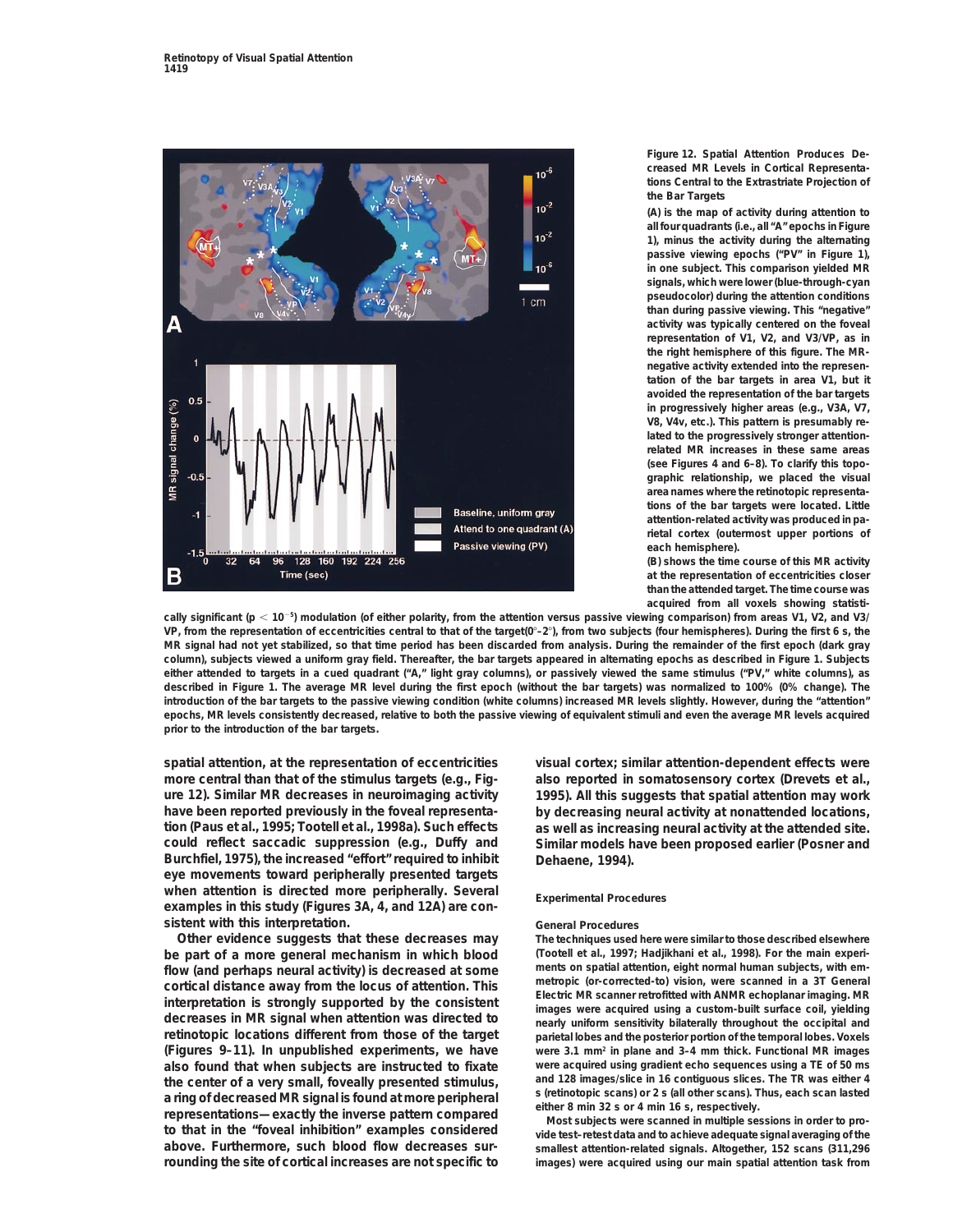Figure 12. Spatial Attention Produces Decreased MR Levels in Cortical Representations Central to the Extrastriate Projection of the Bar Targets

(A) is the map of activity during attention to all four quadrants (i.e., all "A" epochs in Figure 1), minus the activity during the alternating passive viewing epochs ("PV" in Figure 1), in one subject. This comparison yielded MR signals, which were lower (blue-through-cyan pseudocolor) during the attention conditions than during passive viewing. This "negative" activity was typically centered on the foveal representation of V1, V2, and V3/VP, as in the right hemisphere of this figure. The MR-negative activity extended into the representation of the bar targets in area V1, but it avoided the representation of the bar targets in progressively higher areas (e.g., V3A, V7, V8, V4v, etc.). This pattern is presumably related to the progressively stronger attention-related MR increases in these same areas (see Figures 4 and 6–8). To clarify this topographic relationship, we placed the visual area names where the retinotopic representations of the bar targets were located. Little attention-related activity was produced in parietal cortex (outermost upper portions of each hemisphere).

(B) shows the time course of this MR activity at the representation of eccentricities closer than the attended target. The time course was acquired from all voxels showing statistically significant ($p < 10^{-5}$) modulation (of either polarity, from the attention versus passive viewing comparison) from areas V1, V2, and V3/VP, from the representation of eccentricities central to that of the target(0°–2°), from two subjects (four hemispheres). During the first 6 s, the MR signal had not yet stabilized, so that time period has been discarded from analysis. During the remainder of the first epoch (dark gray column), subjects viewed a uniform gray field. Thereafter, the bar targets appeared in alternating epochs as described in Figure 1. Subjects either attended to targets in a cued quadrant ("A," light gray columns), or passively viewed the same stimulus ("PV," white columns), as described in Figure 1. The average MR level during the first epoch (without the bar targets) was normalized to 100% (0% change). The introduction of the bar targets to the passive viewing condition (white columns) increased MR levels slightly. However, during the "attention" epochs, MR levels consistently decreased, relative to both the passive viewing of equivalent stimuli and even the average MR levels acquired prior to the introduction of the bar targets.

spatial attention, at the representation of eccentricities more central than that of the stimulus targets (e.g., Figure 12). Similar MR decreases in neuroimaging activity have been reported previously in the foveal representation (Paus et al., 1995; Tootell et al., 1998a). Such effects could reflect saccadic suppression (e.g., Duffy and Burchfiel, 1975), the increased "effort" required to inhibit eye movements toward peripherally presented targets when attention is directed more peripherally. Several examples in this study (Figures 3A, 4, and 12A) are consistent with this interpretation.

Other evidence suggests that these decreases may be part of a more general mechanism in which blood flow (and perhaps neural activity) is decreased at some cortical distance away from the locus of attention. This interpretation is strongly supported by the consistent decreases in MR signal when attention was directed to retinotopic locations different from those of the target (Figures 9–11). In unpublished experiments, we have also found that when subjects are instructed to fixate the center of a very small, foveally presented stimulus, a ring of decreased MR signal is found at more peripheral representations—exactly the inverse pattern compared to that in the "foveal inhibition" examples considered above. Furthermore, such blood flow decreases surrounding the site of cortical increases are not specific to visual cortex; similar attention-dependent effects were also reported in somatosensory cortex (Drevets et al., 1995). All this suggests that spatial attention may work by decreasing neural activity at nonattended locations, as well as increasing neural activity at the attended site. Similar models have been proposed earlier (Posner and Dehaene, 1994).

## Experimental Procedures

### General Procedures

The techniques used here were similar to those described elsewhere (Tootell et al., 1997; Hadjikhani et al., 1998). For the main experiments on spatial attention, eight normal human subjects, with emmetropic (or-corrected-to) vision, were scanned in a 3T General Electric MR scanner retrofitted with ANMR echoplanar imaging. MR images were acquired using a custom-built surface coil, yielding nearly uniform sensitivity bilaterally throughout the occipital and parietal lobes and the posterior portion of the temporal lobes. Voxels were 3.1 mm$^2$ in plane and 3–4 mm thick. Functional MR images were acquired using gradient echo sequences using a TE of 50 ms and 128 images/slice in 16 contiguous slices. The TR was either 4 s (retinotopic scans) or 2 s (all other scans). Thus, each scan lasted either 8 min 32 s or 4 min 16 s, respectively.

Most subjects were scanned in multiple sessions in order to provide test-retest data and to achieve adequate signal averaging of the smallest attention-related signals. Altogether, 152 scans (311,296 images) were acquired using our main spatial attention task from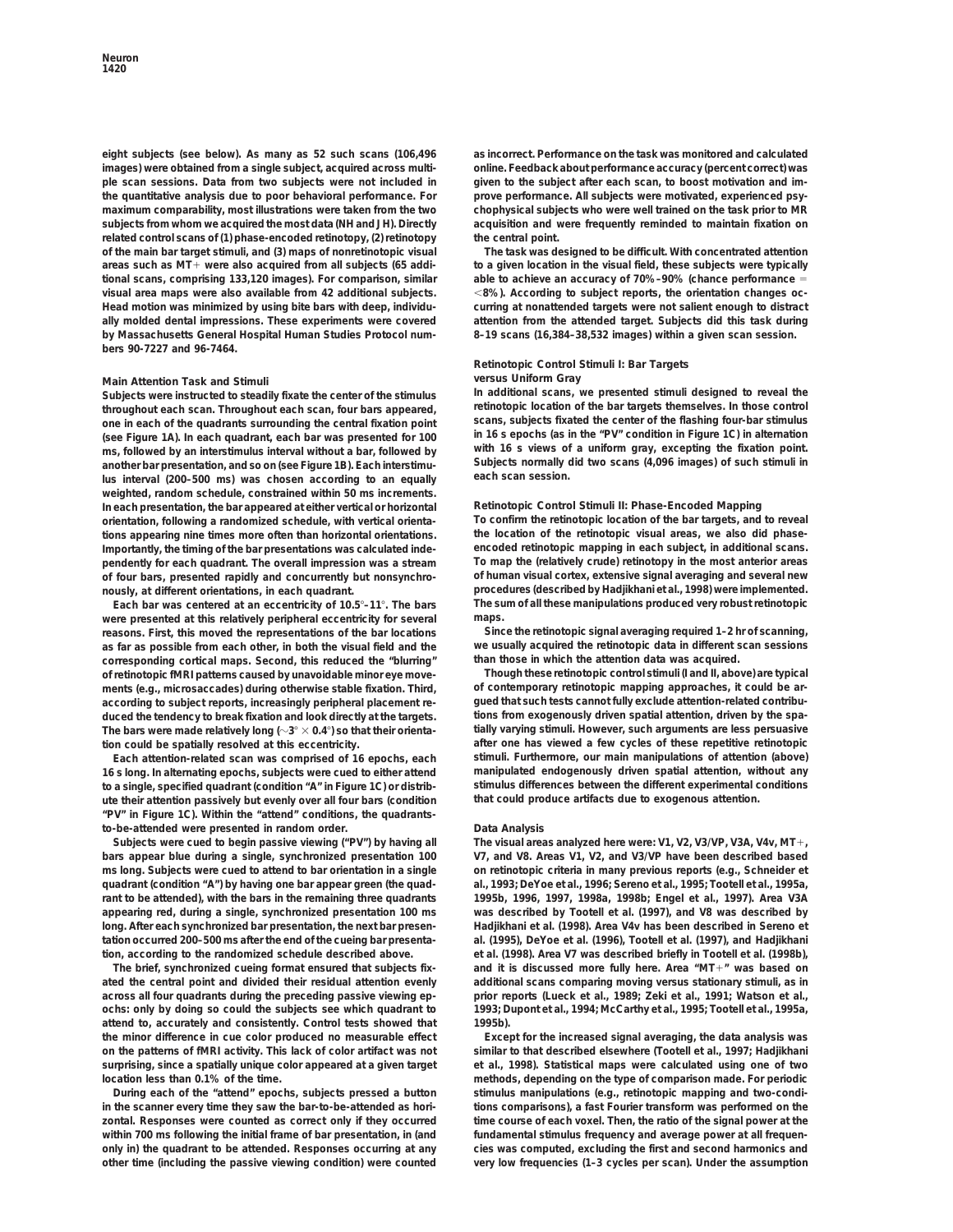eight subjects (see below). As many as 52 such scans (106,496 images) were obtained from a single subject, acquired across multiple scan sessions. Data from two subjects were not included in the quantitative analysis due to poor behavioral performance. For maximum comparability, most illustrations were taken from the two subjects from whom we acquired the most data (NH and JH). Directly related control scans of (1) phase-encoded retinotopy, (2) retinotopy of the main bar target stimuli, and (3) maps of nonretinotopic visual areas such as MT+ were also acquired from all subjects (65 additional scans, comprising 133,120 images). For comparison, similar visual area maps were also available from 42 additional subjects. Head motion was minimized by using bite bars with deep, individually molded dental impressions. These experiments were covered by Massachusetts General Hospital Human Studies Protocol numbers 90-7227 and 96-7464.

## Main Attention Task and Stimuli

Subjects were instructed to steadily fixate the center of the stimulus throughout each scan. Throughout each scan, four bars appeared, one in each of the quadrants surrounding the central fixation point (see Figure 1A). In each quadrant, each bar was presented for 100 ms, followed by an interstimulus interval without a bar, followed by another bar presentation, and so on (see Figure 1B). Each interstimulus interval (200–500 ms) was chosen according to an equally weighted, random schedule, constrained within 50 ms increments. In each presentation, the bar appeared at either vertical or horizontal orientation, following a randomized schedule, with vertical orientations appearing nine times more often than horizontal orientations. Importantly, the timing of the bar presentations was calculated independently for each quadrant. The overall impression was a stream of four bars, presented rapidly and concurrently but nonsynchronously, at different orientations, in each quadrant.

Each bar was centered at an eccentricity of 10.5°–11°. The bars were presented at this relatively peripheral eccentricity for several reasons. First, this moved the representations of the bar locations as far as possible from each other, in both the visual field and the corresponding cortical maps. Second, this reduced the "blurring" of retinotopic fMRI patterns caused by unavoidable minor eye movements (e.g., microsaccades) during otherwise stable fixation. Third, according to subject reports, increasingly peripheral placement reduced the tendency to break fixation and look directly at the targets. The bars were made relatively long (~3° × 0.4°) so that their orientation could be spatially resolved at this eccentricity.

Each attention-related scan was comprised of 16 epochs, each 16 s long. In alternating epochs, subjects were cued to either attend to a single, specified quadrant (condition "A" in Figure 1C) or distribute their attention passively but evenly over all four bars (condition "PV" in Figure 1C). Within the "attend" conditions, the quadrants-to-be-attended were presented in random order.

Subjects were cued to begin passive viewing ("PV") by having all bars appear blue during a single, synchronized presentation 100 ms long. Subjects were cued to attend to bar orientation in a single quadrant (condition "A") by having one bar appear green (the quadrant to be attended), with the bars in the remaining three quadrants appearing red, during a single, synchronized presentation 100 ms long. After each synchronized bar presentation, the next bar presentation occurred 200–500 ms after the end of the cueing bar presentation, according to the randomized schedule described above.

The brief, synchronized cueing format ensured that subjects fixated the central point and divided their residual attention evenly across all four quadrants during the preceding passive viewing epochs: only by doing so could the subjects see which quadrant to attend to, accurately and consistently. Control tests showed that the minor difference in cue color produced no measurable effect on the patterns of fMRI activity. This lack of color artifact was not surprising, since a spatially unique color appeared at a given target location less than 0.1% of the time.

During each of the "attend" epochs, subjects pressed a button in the scanner every time they saw the bar-to-be-attended as horizontal. Responses were counted as correct only if they occurred within 700 ms following the initial frame of bar presentation, in (and only in) the quadrant to be attended. Responses occurring at any other time (including the passive viewing condition) were counted as incorrect. Performance on the task was monitored and calculated online. Feedback about performance accuracy (percent correct) was given to the subject after each scan, to boost motivation and improve performance. All subjects were motivated, experienced psychophysical subjects who were well trained on the task prior to MR acquisition and were frequently reminded to maintain fixation on the central point.

The task was designed to be difficult. With concentrated attention to a given location in the visual field, these subjects were typically able to achieve an accuracy of 70%–90% (chance performance = <8%). According to subject reports, the orientation changes occurring at nonattended targets were not salient enough to distract attention from the attended target. Subjects did this task during 8–19 scans (16,384–38,532 images) within a given scan session.

## Retinotopic Control Stimuli I: Bar Targets versus Uniform Gray

In additional scans, we presented stimuli designed to reveal the retinotopic location of the bar targets themselves. In those control scans, subjects fixated the center of the flashing four-bar stimulus in 16 s epochs (as in the "PV" condition in Figure 1C) in alternation with 16 s views of a uniform gray, excepting the fixation point. Subjects normally did two scans (4,096 images) of such stimuli in each scan session.

## Retinotopic Control Stimuli II: Phase-Encoded Mapping

To confirm the retinotopic location of the bar targets, and to reveal the location of the retinotopic visual areas, we also did phase-encoded retinotopic mapping in each subject, in additional scans. To map the (relatively crude) retinotopy in the most anterior areas of human visual cortex, extensive signal averaging and several new procedures (described by Hadjikhani et al., 1998) were implemented. The sum of all these manipulations produced very robust retinotopic maps.

Since the retinotopic signal averaging required 1–2 hr of scanning, we usually acquired the retinotopic data in different scan sessions than those in which the attention data was acquired.

Though these retinotopic control stimuli (I and II, above) are typical of contemporary retinotopic mapping approaches, it could be argued that such tests cannot fully exclude attention-related contributions from exogenously driven spatial attention, driven by the spatially varying stimuli. However, such arguments are less persuasive after one has viewed a few cycles of these repetitive retinotopic stimuli. Furthermore, our main manipulations of attention (above) manipulated endogenously driven spatial attention, without any stimulus differences between the different experimental conditions that could produce artifacts due to exogenous attention.

## Data Analysis

The visual areas analyzed here were: V1, V2, V3/VP, V3A, V4v, MT+, V7, and V8. Areas V1, V2, and V3/VP have been described based on retinotopic criteria in many previous reports (e.g., Schneider et al., 1993; DeYoe et al., 1996; Sereno et al., 1995; Tootell et al., 1995a, 1995b, 1996, 1997, 1998a, 1998b; Engel et al., 1997). Area V3A was described by Tootell et al. (1997), and V8 was described by Hadjikhani et al. (1998). Area V4v has been described in Sereno et al. (1995), DeYoe et al. (1996), Tootell et al. (1997), and Hadjikhani et al. (1998). Area V7 was described briefly in Tootell et al. (1998b), and it is discussed more fully here. Area "MT+" was based on additional scans comparing moving versus stationary stimuli, as in prior reports (Lueck et al., 1989; Zeki et al., 1991; Watson et al., 1993; Dupont et al., 1994; McCarthy et al., 1995; Tootell et al., 1995a, 1995b).

Except for the increased signal averaging, the data analysis was similar to that described elsewhere (Tootell et al., 1997; Hadjikhani et al., 1998). Statistical maps were calculated using one of two methods, depending on the type of comparison made. For periodic stimulus manipulations (e.g., retinotopic mapping and two-conditions comparisons), a fast Fourier transform was performed on the time course of each voxel. Then, the ratio of the signal power at the fundamental stimulus frequency and average power at all frequencies was computed, excluding the first and second harmonics and very low frequencies (1–3 cycles per scan). Under the assumption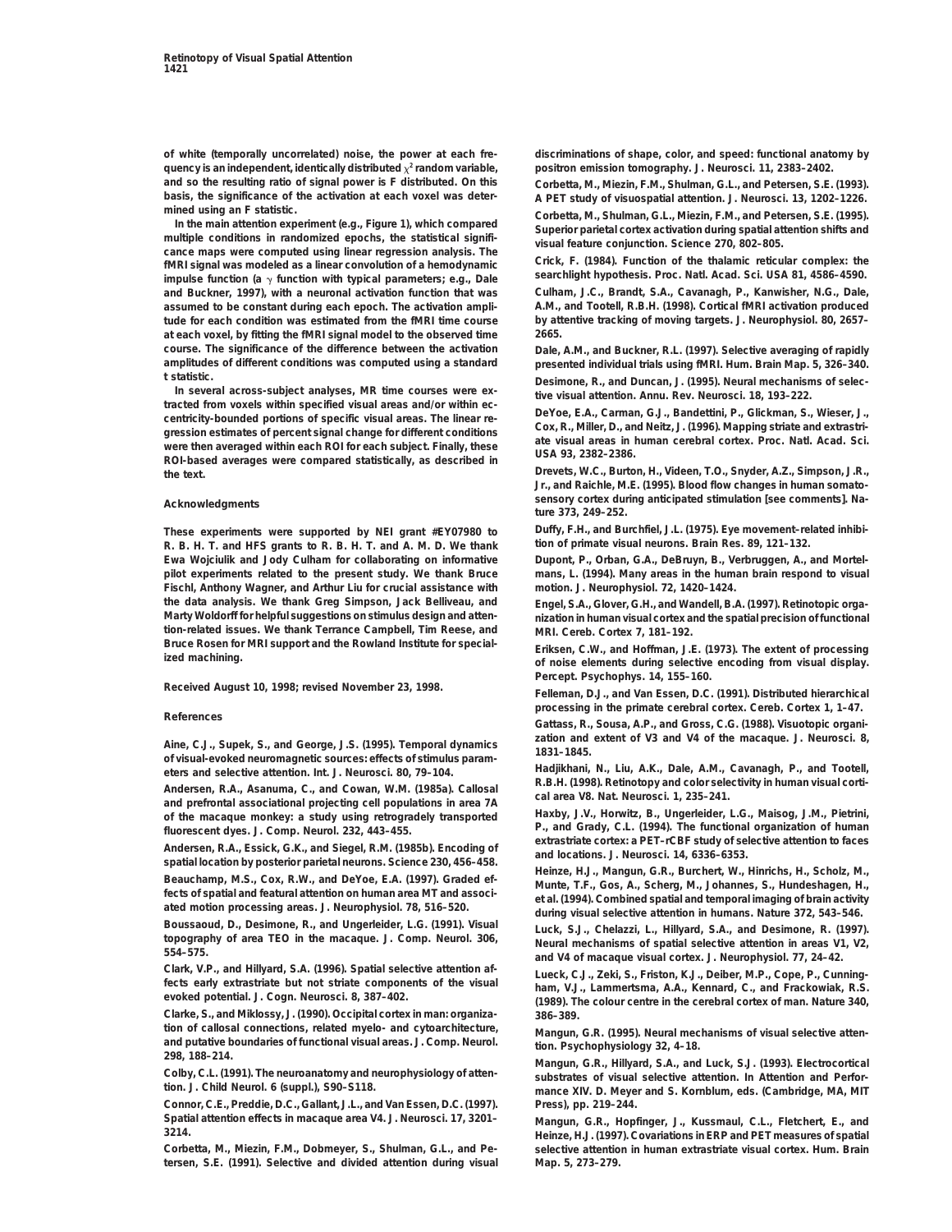of white (temporally uncorrelated) noise, the power at each frequency is an independent, identically distributed $\chi^2$ random variable, and so the resulting ratio of signal power is F distributed. On this basis, the significance of the activation at each voxel was determined using an F statistic.

In the main attention experiment (e.g., Figure 1), which compared multiple conditions in randomized epochs, the statistical significance maps were computed using linear regression analysis. The fMRI signal was modeled as a linear convolution of a hemodynamic impulse function (a $\gamma$ function with typical parameters; e.g., Dale and Buckner, 1997), with a neuronal activation function that was assumed to be constant during each epoch. The activation amplitude for each condition was estimated from the fMRI time course at each voxel, by fitting the fMRI signal model to the observed time course. The significance of the difference between the activation amplitudes of different conditions was computed using a standard t statistic.

In several across-subject analyses, MR time courses were extracted from voxels within specified visual areas and/or within eccentricity-bounded portions of specific visual areas. The linear regression estimates of percent signal change for different conditions were then averaged within each ROI for each subject. Finally, these ROI-based averages were compared statistically, as described in the text.

## Acknowledgments

These experiments were supported by NEI grant #EY07980 to R. B. H. T. and HFS grants to R. B. H. T. and A. M. D. We thank Ewa Wojciulik and Jody Culham for collaborating on informative pilot experiments related to the present study. We thank Bruce Fischl, Anthony Wagner, and Arthur Liu for crucial assistance with the data analysis. We thank Greg Simpson, Jack Belliveau, and Marty Woldorff for helpful suggestions on stimulus design and attention-related issues. We thank Terrance Campbell, Tim Reese, and Bruce Rosen for MRI support and the Rowland Institute for specialized machining.

Received August 10, 1998; revised November 23, 1998.

## References

Aine, C.J., Supek, S., and George, J.S. (1995). Temporal dynamics of visual-evoked neuromagnetic sources: effects of stimulus parameters and selective attention. Int. J. Neurosci. 80, 79–104.

Andersen, R.A., Asanuma, C., and Cowan, W.M. (1985a). Callosal and prefrontal associational projecting cell populations in area 7A of the macaque monkey: a study using retrogradely transported fluorescent dyes. J. Comp. Neurol. 232, 443–455.

Andersen, R.A., Essick, G.K., and Siegel, R.M. (1985b). Encoding of spatial location by posterior parietal neurons. Science 230, 456–458.

Beauchamp, M.S., Cox, R.W., and DeYoe, E.A. (1997). Graded effects of spatial and featural attention on human area MT and associated motion processing areas. J. Neurophysiol. 78, 516–520.

Boussaoud, D., Desimone, R., and Ungerleider, L.G. (1991). Visual topography of area TEO in the macaque. J. Comp. Neurol. 306, 554–575.

Clark, V.P., and Hillyard, S.A. (1996). Spatial selective attention affects early extrastriate but not striate components of the visual evoked potential. J. Cogn. Neurosci. 8, 387–402.

Clarke, S., and Miklossy, J. (1990). Occipital cortex in man: organization of callosal connections, related myelo- and cytoarchitecture, and putative boundaries of functional visual areas. J. Comp. Neurol. 298, 188–214.

Colby, C.L. (1991). The neuroanatomy and neurophysiology of attention. J. Child Neurol. 6 (suppl.), S90–S118.

Connor, C.E., Preddie, D.C., Gallant, J.L., and Van Essen, D.C. (1997). Spatial attention effects in macaque area V4. J. Neurosci. 17, 3201–3214.

Corbetta, M., Miezin, F.M., Dobmeyer, S., Shulman, G.L., and Petersen, S.E. (1991). Selective and divided attention during visual discriminations of shape, color, and speed: functional anatomy by positron emission tomography. J. Neurosci. 11, 2383–2402.

Corbetta, M., Miezin, F.M., Shulman, G.L., and Petersen, S.E. (1993). A PET study of visuospatial attention. J. Neurosci. 13, 1202–1226.

Corbetta, M., Shulman, G.L., Miezin, F.M., and Petersen, S.E. (1995). Superior parietal cortex activation during spatial attention shifts and visual feature conjunction. Science 270, 802–805.

Crick, F. (1984). Function of the thalamic reticular complex: the searchlight hypothesis. Proc. Natl. Acad. Sci. USA 81, 4586–4590.

Culham, J.C., Brandt, S.A., Cavanagh, P., Kanwisher, N.G., Dale, A.M., and Tootell, R.B.H. (1998). Cortical fMRI activation produced by attentive tracking of moving targets. J. Neurophysiol. 80, 2657–2665.

Dale, A.M., and Buckner, R.L. (1997). Selective averaging of rapidly presented individual trials using fMRI. Hum. Brain Map. 5, 326–340.

Desimone, R., and Duncan, J. (1995). Neural mechanisms of selective visual attention. Annu. Rev. Neurosci. 18, 193–222.

DeYoe, E.A., Carman, G.J., Bandettini, P., Glickman, S., Wieser, J., Cox, R., Miller, D., and Neitz, J. (1996). Mapping striate and extrastriate visual areas in human cerebral cortex. Proc. Natl. Acad. Sci. USA 93, 2382–2386.

Drevets, W.C., Burton, H., Videen, T.O., Snyder, A.Z., Simpson, J.R., Jr., and Raichle, M.E. (1995). Blood flow changes in human somatosensory cortex during anticipated stimulation [see comments]. Nature 373, 249–252.

Duffy, F.H., and Burchfiel, J.L. (1975). Eye movement-related inhibition of primate visual neurons. Brain Res. 89, 121–132.

Dupont, P., Orban, G.A., DeBruyn, B., Verbruggen, A., and Mortelmans, L. (1994). Many areas in the human brain respond to visual motion. J. Neurophysiol. 72, 1420–1424.

Engel, C.A., Glover, G.H., and Wandell, B.A. (1997). Retinotopic organization in human visual cortex and the spatial precision of functional MRI. Cereb. Cortex 7, 181–192.

Eriksen, C.W., and Hoffman, J.E. (1973). The extent of processing of noise elements during selective encoding from visual display. Percept. Psychophys. 14, 155–160.

Felleman, D.J., and Van Essen, D.C. (1991). Distributed hierarchical processing in the primate cerebral cortex. Cereb. Cortex 1, 1–47.

Gattass, R., Sousa, A.P., and Gross, C.G. (1988). Visuotopic organization and extent of V3 and V4 of the macaque. J. Neurosci. 8, 1831–1845.

Hadjikhani, N., Liu, A.K., Dale, A.M., Cavanagh, P., and Tootell, R.B.H. (1998). Retinotopy and color selectivity in human visual cortical area V8. Nat. Neurosci. 1, 235–241.

Haxby, J.V., Horwitz, B., Ungerleider, L.G., Maisog, J.M., Pietrini, P., and Grady, C.L. (1994). The functional organization of human extrastriate cortex: a PET-rCBF study of selective attention to faces and locations. J. Neurosci. 14, 6336–6353.

Heinze, H.J., Mangun, G.R., Burchert, W., Hinrichs, H., Scholz, M., Munte, T.F., Gos, A., Scherg, M., Johannes, S., Hundeshagen, H., et al. (1994). Combined spatial and temporal imaging of brain activity during visual selective attention in humans. Nature 372, 543–546.

Luck, S.J., Chelazzi, L., Hillyard, S.A., and Desimone, R. (1997). Neural mechanisms of spatial selective attention in areas V1, V2, and V4 of macaque visual cortex. J. Neurophysiol. 77, 24–42.

Lueck, C.J., Zeki, S., Friston, K.J., Deiber, M.P., Cope, P., Cunningham, V.J., Lammertsma, A.A., Kennard, C., and Frackowiak, R.S. (1989). The colour centre in the cerebral cortex of man. Nature 340, 386–389.

Mangun, G.R. (1995). Neural mechanisms of visual selective attention. Psychophysiology 32, 4–18.

Mangun, G.R., Hillyard, S.A., and Luck, S.J. (1993). Electrocortical substrates of visual selective attention. In Attention and Performance XIV. D. Meyer and S. Kornblum, eds. (Cambridge, MA, MIT Press), pp. 219–244.

Mangun, G.R., Hopfinger, J., Kussmaul, C.L., Fletchert, E., and Heinze, H.J. (1997). Covariations in ERP and PET measures of spatial selective attention in human extrastriate visual cortex. Hum. Brain Map. 5, 273–279.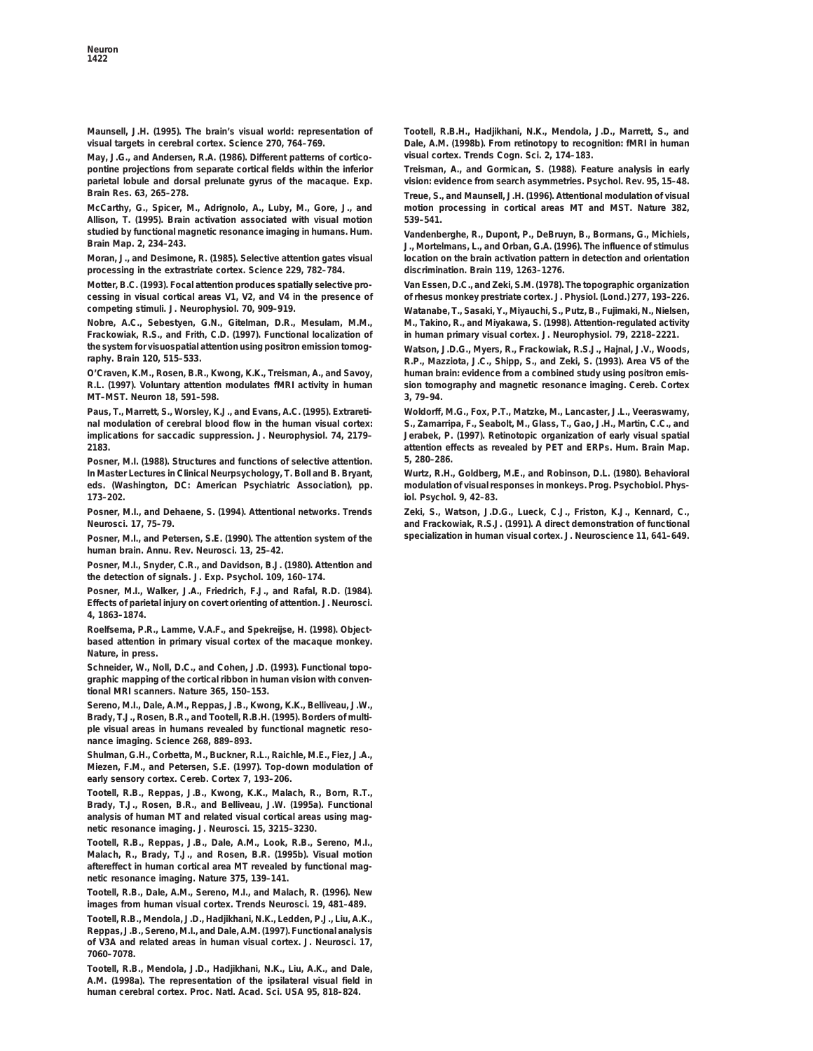Maunsell, J.H. (1995). The brain's visual world: representation of visual targets in cerebral cortex. Science 270, 764–769.

May, J.G., and Andersen, R.A. (1986). Different patterns of corticopontine projections from separate cortical fields within the inferior parietal lobule and dorsal prelunate gyrus of the macaque. Exp. Brain Res. 63, 265–278.

McCarthy, G., Spicer, M., Adrignolo, A., Luby, M., Gore, J., and Allison, T. (1995). Brain activation associated with visual motion studied by functional magnetic resonance imaging in humans. Hum. Brain Map. 2, 234–243.

Moran, J., and Desimone, R. (1985). Selective attention gates visual processing in the extrastriate cortex. Science 229, 782–784.

Motter, B.C. (1993). Focal attention produces spatially selective processing in visual cortical areas V1, V2, and V4 in the presence of competing stimuli. J. Neurophysiol. 70, 909–919.

Nobre, A.C., Sebestyen, G.N., Gitelman, D.R., Mesulam, M.M., Frackowiak, R.S., and Frith, C.D. (1997). Functional localization of the system for visuospatial attention using positron emission tomography. Brain 120, 515–533.

O'Craven, K.M., Rosen, B.R., Kwong, K.K., Treisman, A., and Savoy, R.L. (1997). Voluntary attention modulates fMRI activity in human MT–MST. Neuron 18, 591–598.

Paus, T., Marrett, S., Worsley, K.J., and Evans, A.C. (1995). Extraretinal modulation of cerebral blood flow in the human visual cortex: implications for saccadic suppression. J. Neurophysiol. 74, 2179–2183.

Posner, M.I. (1988). Structures and functions of selective attention. In Master Lectures in Clinical Neurpsychology, T. Boll and B. Bryant, eds. (Washington, DC: American Psychiatric Association), pp. 173–202.

Posner, M.I., and Dehaene, S. (1994). Attentional networks. Trends Neurosci. 17, 75–79.

Posner, M.I., and Petersen, S.E. (1990). The attention system of the human brain. Annu. Rev. Neurosci. 13, 25–42.

Posner, M.I., Snyder, C.R., and Davidson, B.J. (1980). Attention and the detection of signals. J. Exp. Psychol. 109, 160–174.

Posner, M.I., Walker, J.A., Friedrich, F.J., and Rafal, R.D. (1984). Effects of parietal injury on covert orienting of attention. J. Neurosci. 4, 1863–1874.

Roelfsema, P.R., Lamme, V.A.F., and Spekreijse, H. (1998). Object-based attention in primary visual cortex of the macaque monkey. Nature, in press.

Schneider, W., Noll, D.C., and Cohen, J.D. (1993). Functional topographic mapping of the cortical ribbon in human vision with conventional MRI scanners. Nature 365, 150–153.

Sereno, M.I., Dale, A.M., Reppas, J.B., Kwong, K.K., Belliveau, J.W., Brady, T.J., Rosen, B.R., and Tootell, R.B.H. (1995). Borders of multiple visual areas in humans revealed by functional magnetic resonance imaging. Science 268, 889–893.

Shulman, G.H., Corbetta, M., Buckner, R.L., Raichle, M.E., Fiez, J.A., Miezen, F.M., and Petersen, S.E. (1997). Top-down modulation of early sensory cortex. Cereb. Cortex 7, 193–206.

Tootell, R.B., Reppas, J.B., Kwong, K.K., Malach, R., Born, R.T., Brady, T.J., Rosen, B.R., and Belliveau, J.W. (1995a). Functional analysis of human MT and related visual cortical areas using magnetic resonance imaging. J. Neurosci. 15, 3215–3230.

Tootell, R.B., Reppas, J.B., Dale, A.M., Look, R.B., Sereno, M.I., Malach, R., Brady, T.J., and Rosen, B.R. (1995b). Visual motion aftereffect in human cortical area MT revealed by functional magnetic resonance imaging. Nature 375, 139–141.

Tootell, R.B., Dale, A.M., Sereno, M.I., and Malach, R. (1996). New images from human visual cortex. Trends Neurosci. 19, 481–489.

Tootell, R.B., Mendola, J.D., Hadjikhani, N.K., Ledden, P.J., Liu, A.K., Reppas, J.B., Sereno, M.I., and Dale, A.M. (1997). Functional analysis of V3A and related areas in human visual cortex. J. Neurosci. 17, 7060–7078.

Tootell, R.B., Mendola, J.D., Hadjikhani, N.K., Liu, A.K., and Dale, A.M. (1998a). The representation of the ipsilateral visual field in human cerebral cortex. Proc. Natl. Acad. Sci. USA 95, 818–824.

Tootell, R.B.H., Hadjikhani, N.K., Mendola, J.D., Marrett, S., and Dale, A.M. (1998b). From retinotopy to recognition: fMRI in human visual cortex. Trends Cogn. Sci. 2, 174–183.

Treisman, A., and Gormican, S. (1988). Feature analysis in early vision: evidence from search asymmetries. Psychol. Rev. 95, 15–48.

Treue, S., and Maunsell, J.H. (1996). Attentional modulation of visual motion processing in cortical areas MT and MST. Nature 382, 539–541.

Vandenberghe, R., Dupont, P., DeBruyn, B., Bormans, G., Michiels, J., Mortelmans, L., and Orban, G.A. (1996). The influence of stimulus location on the brain activation pattern in detection and orientation discrimination. Brain 119, 1263–1276.

Van Essen, D.C., and Zeki, S.M. (1978). The topographic organization of rhesus monkey prestriate cortex. J. Physiol. (Lond.) 277, 193–226.

Watanabe, T., Sasaki, Y., Miyauchi, S., Putz, B., Fujimaki, N., Nielsen, M., Takino, R., and Miyakawa, S. (1998). Attention-regulated activity in human primary visual cortex. J. Neurophysiol. 79, 2218–2221.

Watson, J.D.G., Myers, R., Frackowiak, R.S.J., Hajnal, J.V., Woods, R.P., Mazziota, J.C., Shipp, S., and Zeki, S. (1993). Area V5 of the human brain: evidence from a combined study using positron emission tomography and magnetic resonance imaging. Cereb. Cortex 3, 79–94.

Woldorff, M.G., Fox, P.T., Matzke, M., Lancaster, J.L., Veeraswamy, S., Zamarripa, F., Seabolt, M., Glass, T., Gao, J.H., Martin, C.C., and Jerabek, P. (1997). Retinotopic organization of early visual spatial attention effects as revealed by PET and ERPs. Hum. Brain Map. 5, 280–286.

Wurtz, R.H., Goldberg, M.E., and Robinson, D.L. (1980). Behavioral modulation of visual responses in monkeys. Prog. Psychobiol. Physiol. Psychol. 9, 42–83.

Zeki, S., Watson, J.D.G., Lueck, C.J., Friston, K.J., Kennard, C., and Frackowiak, R.S.J. (1991). A direct demonstration of functional specialization in human visual cortex. J. Neuroscience 11, 641–649.